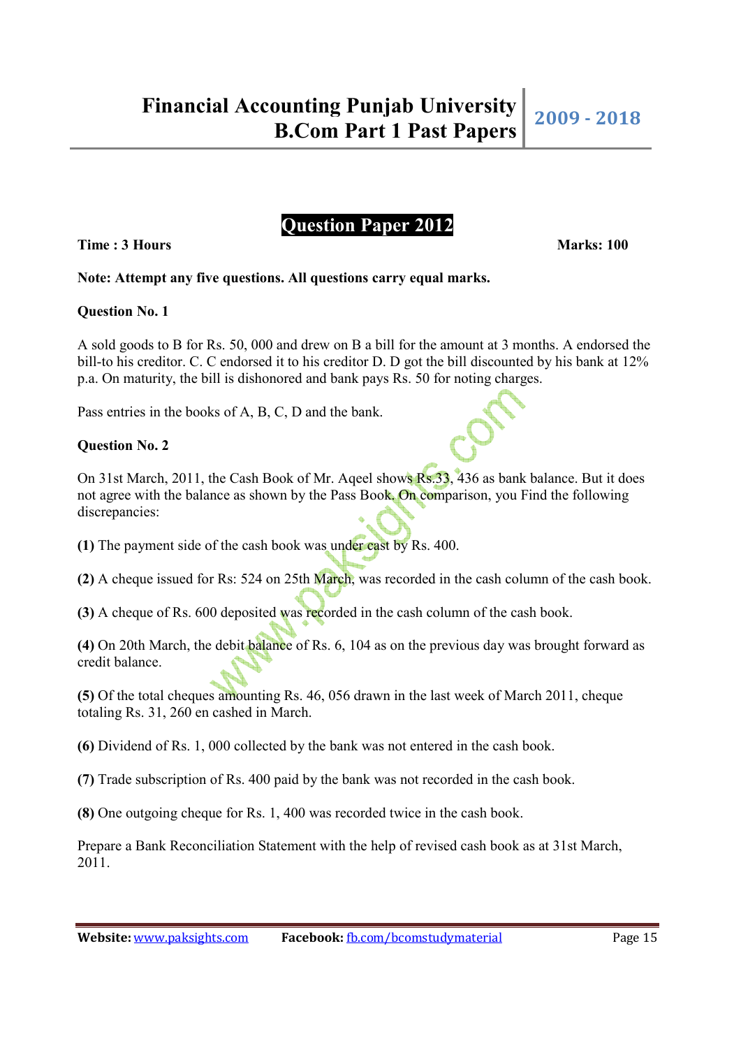## Question Paper 2012

**Time : 3 Hours** **Marks: 100**

**Note: Attempt any five questions. All questions carry equal marks.**

**Question No. 1**

A sold goods to B for Rs. 50, 000 and drew on B a bill for the amount at 3 months. A endorsed the bill-to his creditor. C. C endorsed it to his creditor D. D got the bill discounted by his bank at 12% p.a. On maturity, the bill is dishonored and bank pays Rs. 50 for noting charges.

Pass entries in the books of A, B, C, D and the bank.

**Question No. 2**

On 31st March, 2011, the Cash Book of Mr. Aqeel shows Rs.33, 436 as bank balance. But it does not agree with the balance as shown by the Pass Book. On comparison, you Find the following discrepancies:

**(1)** The payment side of the cash book was under cast by Rs. 400.

**(2)** A cheque issued for Rs: 524 on 25th March, was recorded in the cash column of the cash book.

**(3)** A cheque of Rs. 600 deposited was recorded in the cash column of the cash book.

**(4)** On 20th March, the debit balance of Rs. 6, 104 as on the previous day was brought forward as credit balance.

**(5)** Of the total cheques amounting Rs. 46, 056 drawn in the last week of March 2011, cheque totaling Rs. 31, 260 en cashed in March.

**(6)** Dividend of Rs. 1, 000 collected by the bank was not entered in the cash book.

**(7)** Trade subscription of Rs. 400 paid by the bank was not recorded in the cash book.

**(8)** One outgoing cheque for Rs. 1, 400 was recorded twice in the cash book.

Prepare a Bank Reconciliation Statement with the help of revised cash book as at 31st March, 2011.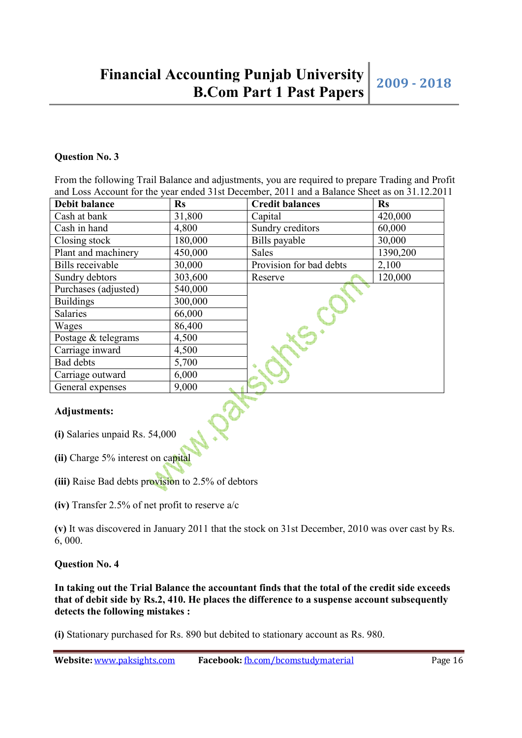**Question No. 3**

From the following Trail Balance and adjustments, you are required to prepare Trading and Profit and Loss Account for the year ended 31st December, 2011 and a Balance Sheet as on 31.12.2011

| Debit balance | Rs | Credit balances | Rs |
|---|---|---|---|
| Cash at bank | 31,800 | Capital | 420,000 |
| Cash in hand | 4,800 | Sundry creditors | 60,000 |
| Closing stock | 180,000 | Bills payable | 30,000 |
| Plant and machinery | 450,000 | Sales | 1390,200 |
| Bills receivable | 30,000 | Provision for bad debts | 2,100 |
| Sundry debtors | 303,600 | Reserve | 120,000 |
| Purchases (adjusted) | 540,000 | | |
| Buildings | 300,000 | | |
| Salaries | 66,000 | | |
| Wages | 86,400 | | |
| Postage & telegrams | 4,500 | | |
| Carriage inward | 4,500 | | |
| Bad debts | 5,700 | | |
| Carriage outward | 6,000 | | |
| General expenses | 9,000 | | |

**Adjustments:**

**(i)** Salaries unpaid Rs. 54,000

**(ii)** Charge 5% interest on capital

**(iii)** Raise Bad debts provision to 2.5% of debtors

**(iv)** Transfer 2.5% of net profit to reserve a/c

**(v)** It was discovered in January 2011 that the stock on 31st December, 2010 was over cast by Rs. 6, 000.

**Question No. 4**

**In taking out the Trial Balance the accountant finds that the total of the credit side exceeds that of debit side by Rs.2, 410. He places the difference to a suspense account subsequently detects the following mistakes :**

**(i)** Stationary purchased for Rs. 890 but debited to stationary account as Rs. 980.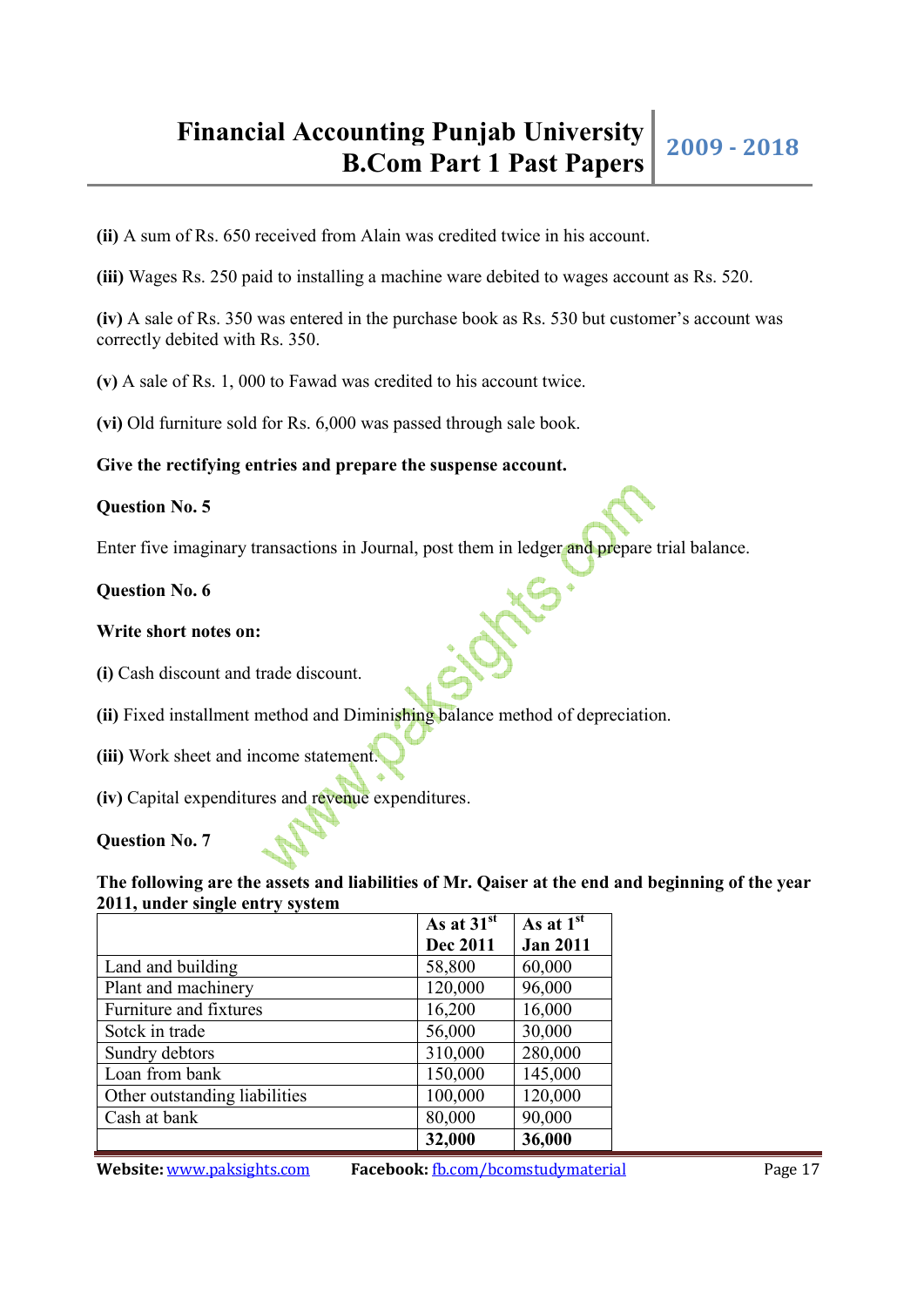**(ii)** A sum of Rs. 650 received from Alain was credited twice in his account.

**(iii)** Wages Rs. 250 paid to installing a machine ware debited to wages account as Rs. 520.

**(iv)** A sale of Rs. 350 was entered in the purchase book as Rs. 530 but customer's account was correctly debited with Rs. 350.

**(v)** A sale of Rs. 1, 000 to Fawad was credited to his account twice.

**(vi)** Old furniture sold for Rs. 6,000 was passed through sale book.

**Give the rectifying entries and prepare the suspense account.**

**Question No. 5**

Enter five imaginary transactions in Journal, post them in ledger and prepare trial balance.

**Question No. 6**

**Write short notes on:**

**(i)** Cash discount and trade discount.

**(ii)** Fixed installment method and Diminishing balance method of depreciation.

**(iii)** Work sheet and income statement.

**(iv)** Capital expenditures and revenue expenditures.

**Question No. 7**

**The following are the assets and liabilities of Mr. Qaiser at the end and beginning of the year 2011, under single entry system**

| | **As at 31st Dec 2011** | **As at 1st Jan 2011** |
|---|---|---|
| Land and building | 58,800 | 60,000 |
| Plant and machinery | 120,000 | 96,000 |
| Furniture and fixtures | 16,200 | 16,000 |
| Sotck in trade | 56,000 | 30,000 |
| Sundry debtors | 310,000 | 280,000 |
| Loan from bank | 150,000 | 145,000 |
| Other outstanding liabilities | 100,000 | 120,000 |
| Cash at bank | 80,000 | 90,000 |
| | **32,000** | **36,000** |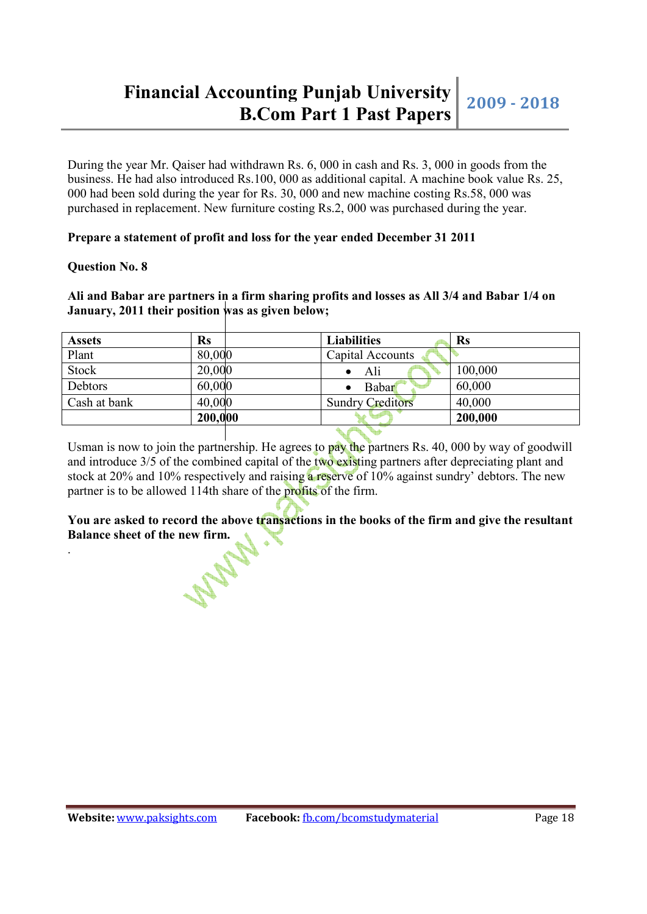During the year Mr. Qaiser had withdrawn Rs. 6, 000 in cash and Rs. 3, 000 in goods from the business. He had also introduced Rs.100, 000 as additional capital. A machine book value Rs. 25, 000 had been sold during the year for Rs. 30, 000 and new machine costing Rs.58, 000 was purchased in replacement. New furniture costing Rs.2, 000 was purchased during the year.

**Prepare a statement of profit and loss for the year ended December 31 2011**

**Question No. 8**

**Ali and Babar are partners in a firm sharing profits and losses as All 3/4 and Babar 1/4 on January, 2011 their position was as given below;**

| Assets | Rs | Liabilities | Rs |
|---|---|---|---|
| Plant | 80,000 | Capital Accounts | |
| Stock | 20,000 | • Ali | 100,000 |
| Debtors | 60,000 | • Babar | 60,000 |
| Cash at bank | 40,000 | Sundry Creditors | 40,000 |
| | **200,000** | | **200,000** |

Usman is now to join the partnership. He agrees to pay the partners Rs. 40, 000 by way of goodwill and introduce 3/5 of the combined capital of the two existing partners after depreciating plant and stock at 20% and 10% respectively and raising a reserve of 10% against sundry' debtors. The new partner is to be allowed 114th share of the profits of the firm.

**You are asked to record the above transactions in the books of the firm and give the resultant Balance sheet of the new firm.**

.